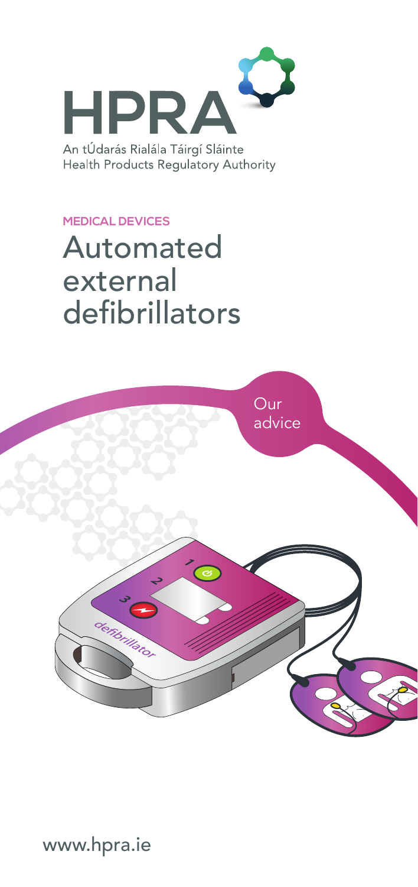HPRA

An tÚdarás Rialála Táirgí Sláinte
Health Products Regulatory Authority

MEDICAL DEVICES

# Automated external defibrillators

Our advice

www.hpra.ie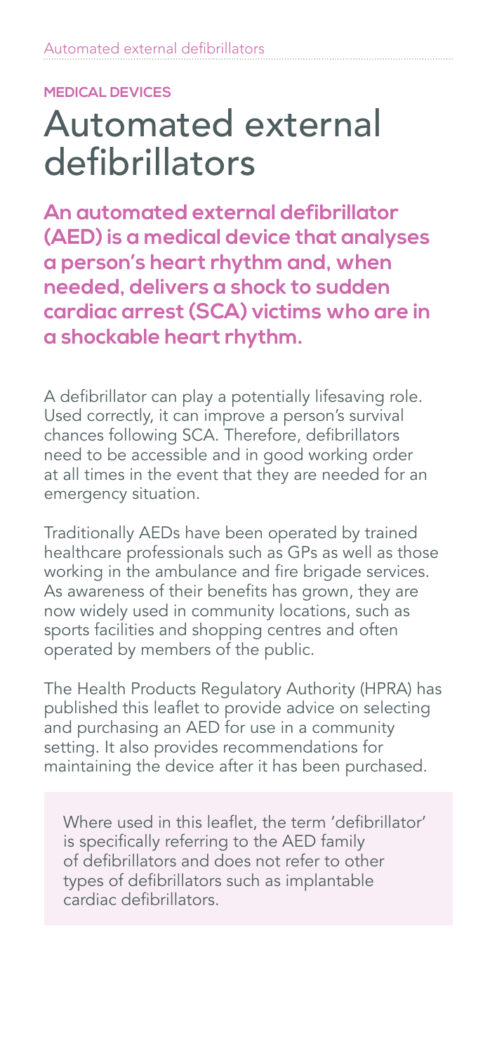**MEDICAL DEVICES**

# Automated external defibrillators

**An automated external defibrillator (AED) is a medical device that analyses a person's heart rhythm and, when needed, delivers a shock to sudden cardiac arrest (SCA) victims who are in a shockable heart rhythm.**

A defibrillator can play a potentially lifesaving role. Used correctly, it can improve a person's survival chances following SCA. Therefore, defibrillators need to be accessible and in good working order at all times in the event that they are needed for an emergency situation.

Traditionally AEDs have been operated by trained healthcare professionals such as GPs as well as those working in the ambulance and fire brigade services. As awareness of their benefits has grown, they are now widely used in community locations, such as sports facilities and shopping centres and often operated by members of the public.

The Health Products Regulatory Authority (HPRA) has published this leaflet to provide advice on selecting and purchasing an AED for use in a community setting. It also provides recommendations for maintaining the device after it has been purchased.

> Where used in this leaflet, the term 'defibrillator' is specifically referring to the AED family of defibrillators and does not refer to other types of defibrillators such as implantable cardiac defibrillators.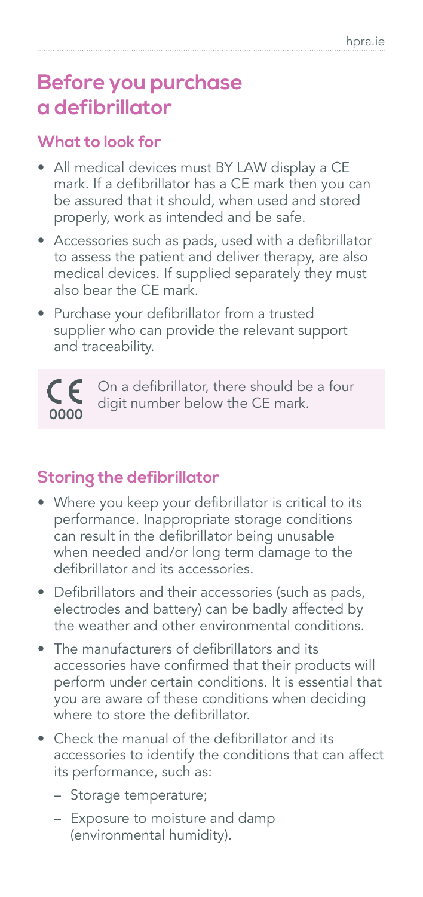## Before you purchase a defibrillator

### What to look for

- All medical devices must BY LAW display a CE mark. If a defibrillator has a CE mark then you can be assured that it should, when used and stored properly, work as intended and be safe.
- Accessories such as pads, used with a defibrillator to assess the patient and deliver therapy, are also medical devices. If supplied separately they must also bear the CE mark.
- Purchase your defibrillator from a trusted supplier who can provide the relevant support and traceability.

CE 0000 — On a defibrillator, there should be a four digit number below the CE mark.

### Storing the defibrillator

- Where you keep your defibrillator is critical to its performance. Inappropriate storage conditions can result in the defibrillator being unusable when needed and/or long term damage to the defibrillator and its accessories.
- Defibrillators and their accessories (such as pads, electrodes and battery) can be badly affected by the weather and other environmental conditions.
- The manufacturers of defibrillators and its accessories have confirmed that their products will perform under certain conditions. It is essential that you are aware of these conditions when deciding where to store the defibrillator.
- Check the manual of the defibrillator and its accessories to identify the conditions that can affect its performance, such as:
  - Storage temperature;
  - Exposure to moisture and damp (environmental humidity).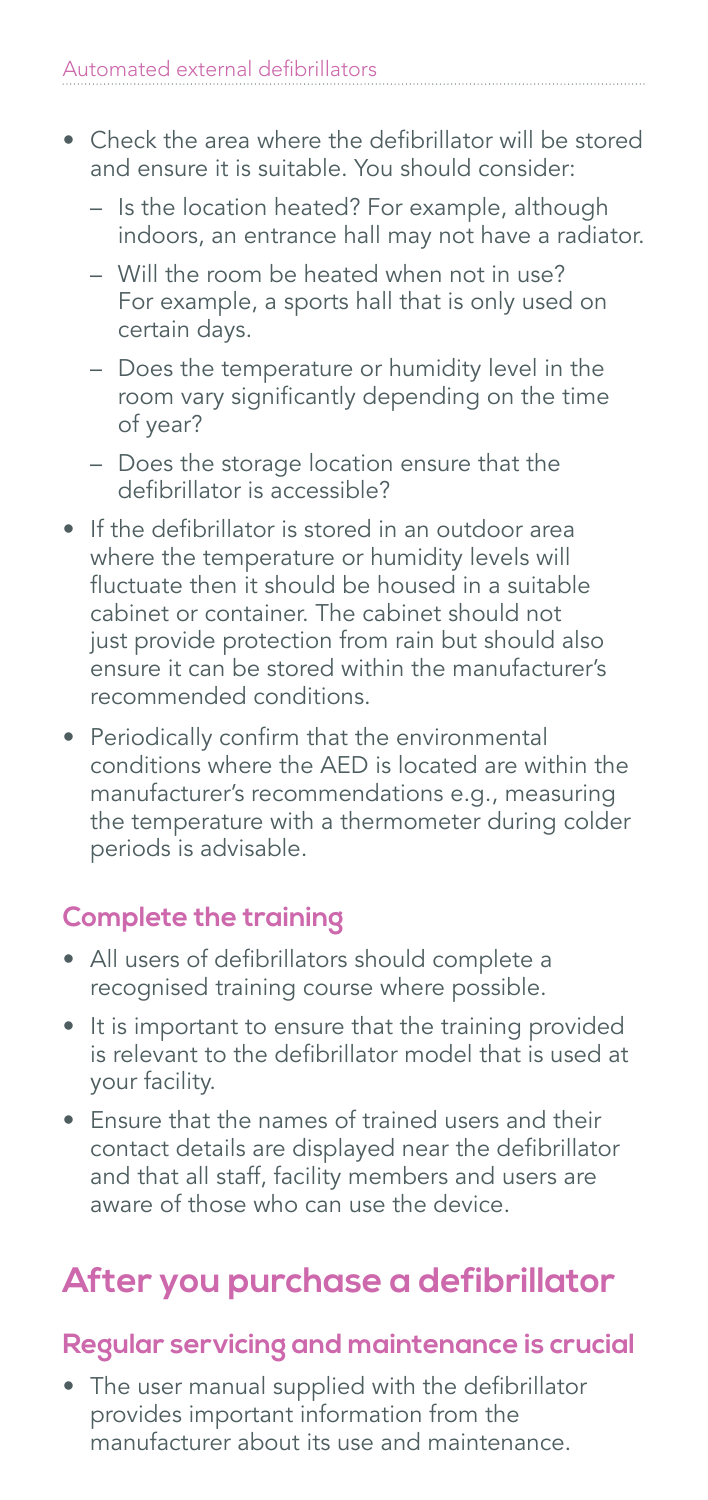- Check the area where the defibrillator will be stored and ensure it is suitable. You should consider:
  - Is the location heated? For example, although indoors, an entrance hall may not have a radiator.
  - Will the room be heated when not in use? For example, a sports hall that is only used on certain days.
  - Does the temperature or humidity level in the room vary significantly depending on the time of year?
  - Does the storage location ensure that the defibrillator is accessible?
- If the defibrillator is stored in an outdoor area where the temperature or humidity levels will fluctuate then it should be housed in a suitable cabinet or container. The cabinet should not just provide protection from rain but should also ensure it can be stored within the manufacturer's recommended conditions.
- Periodically confirm that the environmental conditions where the AED is located are within the manufacturer's recommendations e.g., measuring the temperature with a thermometer during colder periods is advisable.

### Complete the training

- All users of defibrillators should complete a recognised training course where possible.
- It is important to ensure that the training provided is relevant to the defibrillator model that is used at your facility.
- Ensure that the names of trained users and their contact details are displayed near the defibrillator and that all staff, facility members and users are aware of those who can use the device.

## After you purchase a defibrillator

### Regular servicing and maintenance is crucial

- The user manual supplied with the defibrillator provides important information from the manufacturer about its use and maintenance.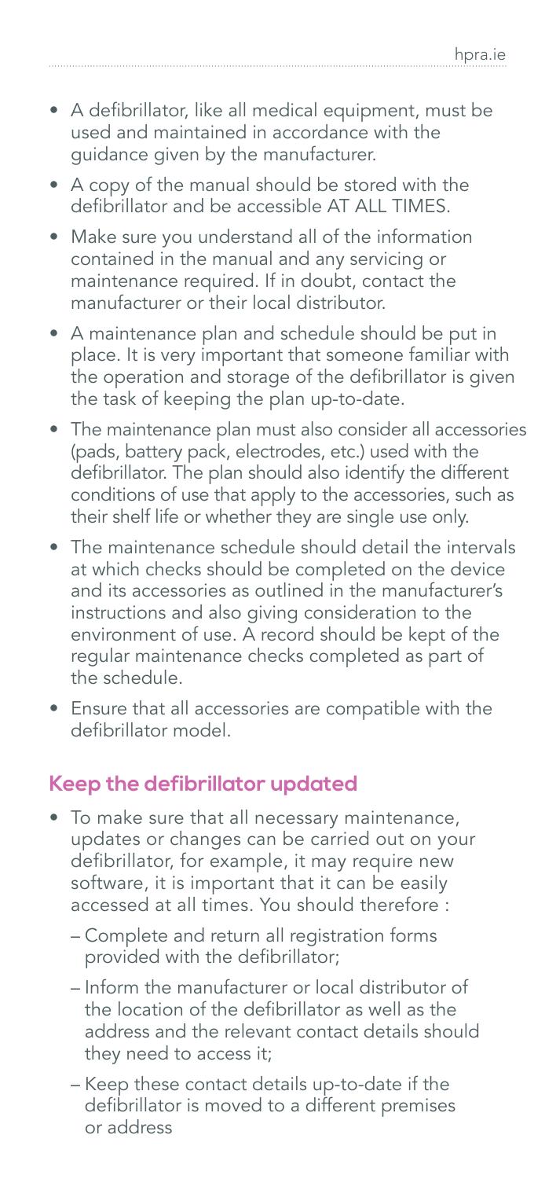- A defibrillator, like all medical equipment, must be used and maintained in accordance with the guidance given by the manufacturer.
- A copy of the manual should be stored with the defibrillator and be accessible AT ALL TIMES.
- Make sure you understand all of the information contained in the manual and any servicing or maintenance required. If in doubt, contact the manufacturer or their local distributor.
- A maintenance plan and schedule should be put in place. It is very important that someone familiar with the operation and storage of the defibrillator is given the task of keeping the plan up-to-date.
- The maintenance plan must also consider all accessories (pads, battery pack, electrodes, etc.) used with the defibrillator. The plan should also identify the different conditions of use that apply to the accessories, such as their shelf life or whether they are single use only.
- The maintenance schedule should detail the intervals at which checks should be completed on the device and its accessories as outlined in the manufacturer's instructions and also giving consideration to the environment of use. A record should be kept of the regular maintenance checks completed as part of the schedule.
- Ensure that all accessories are compatible with the defibrillator model.

## Keep the defibrillator updated

- To make sure that all necessary maintenance, updates or changes can be carried out on your defibrillator, for example, it may require new software, it is important that it can be easily accessed at all times. You should therefore :
  - Complete and return all registration forms provided with the defibrillator;
  - Inform the manufacturer or local distributor of the location of the defibrillator as well as the address and the relevant contact details should they need to access it;
  - Keep these contact details up-to-date if the defibrillator is moved to a different premises or address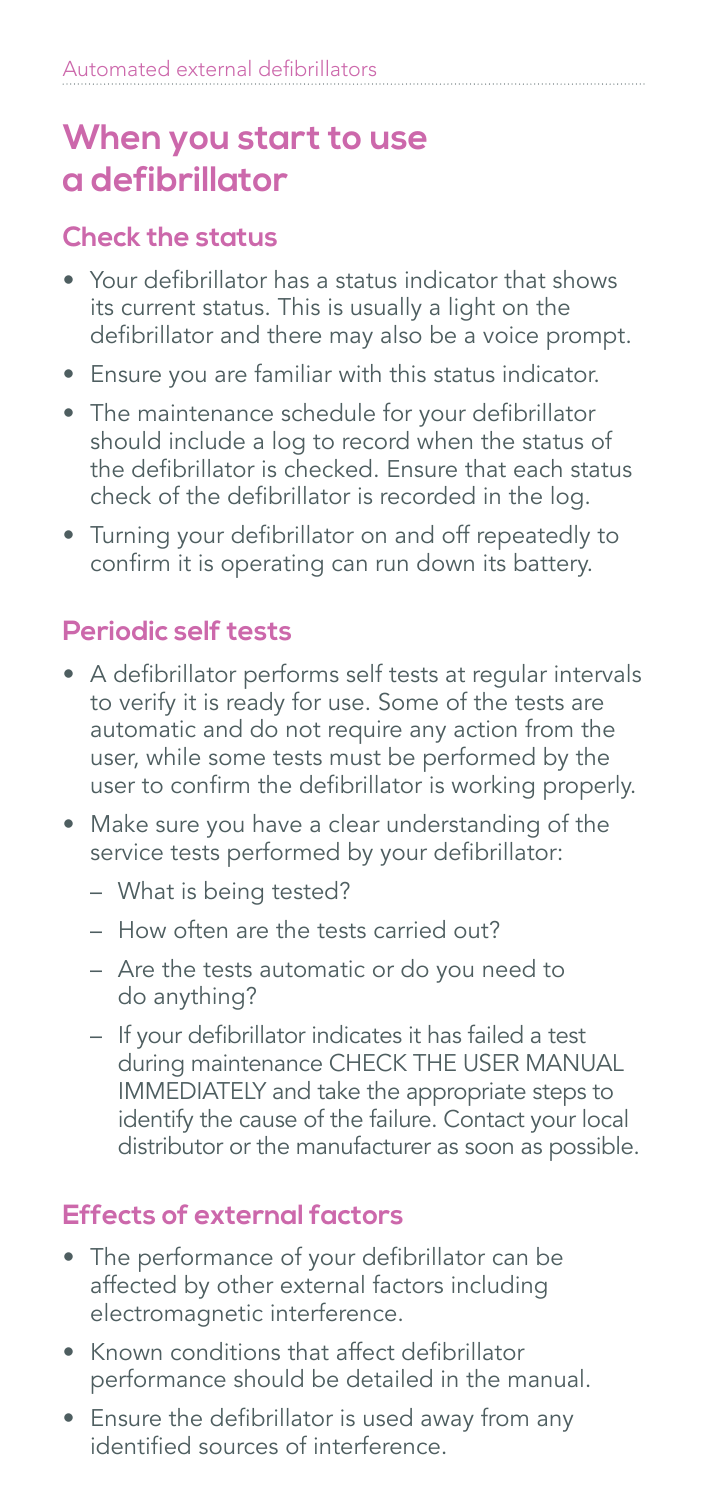# When you start to use a defibrillator

## Check the status

- Your defibrillator has a status indicator that shows its current status. This is usually a light on the defibrillator and there may also be a voice prompt.
- Ensure you are familiar with this status indicator.
- The maintenance schedule for your defibrillator should include a log to record when the status of the defibrillator is checked. Ensure that each status check of the defibrillator is recorded in the log.
- Turning your defibrillator on and off repeatedly to confirm it is operating can run down its battery.

## Periodic self tests

- A defibrillator performs self tests at regular intervals to verify it is ready for use. Some of the tests are automatic and do not require any action from the user, while some tests must be performed by the user to confirm the defibrillator is working properly.
- Make sure you have a clear understanding of the service tests performed by your defibrillator:
  - What is being tested?
  - How often are the tests carried out?
  - Are the tests automatic or do you need to do anything?
  - If your defibrillator indicates it has failed a test during maintenance CHECK THE USER MANUAL IMMEDIATELY and take the appropriate steps to identify the cause of the failure. Contact your local distributor or the manufacturer as soon as possible.

## Effects of external factors

- The performance of your defibrillator can be affected by other external factors including electromagnetic interference.
- Known conditions that affect defibrillator performance should be detailed in the manual.
- Ensure the defibrillator is used away from any identified sources of interference.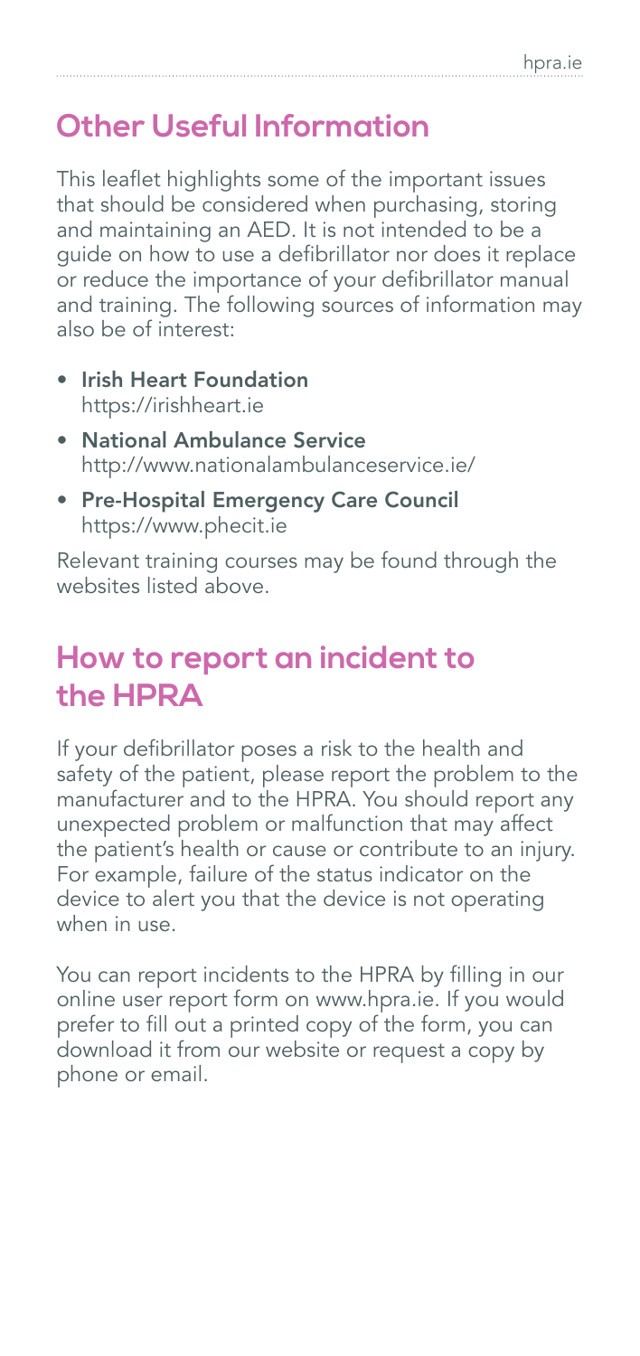## Other Useful Information

This leaflet highlights some of the important issues that should be considered when purchasing, storing and maintaining an AED. It is not intended to be a guide on how to use a defibrillator nor does it replace or reduce the importance of your defibrillator manual and training. The following sources of information may also be of interest:

- **Irish Heart Foundation**
  https://irishheart.ie
- **National Ambulance Service**
  http://www.nationalambulanceservice.ie/
- **Pre-Hospital Emergency Care Council**
  https://www.phecit.ie

Relevant training courses may be found through the websites listed above.

## How to report an incident to the HPRA

If your defibrillator poses a risk to the health and safety of the patient, please report the problem to the manufacturer and to the HPRA. You should report any unexpected problem or malfunction that may affect the patient's health or cause or contribute to an injury. For example, failure of the status indicator on the device to alert you that the device is not operating when in use.

You can report incidents to the HPRA by filling in our online user report form on www.hpra.ie. If you would prefer to fill out a printed copy of the form, you can download it from our website or request a copy by phone or email.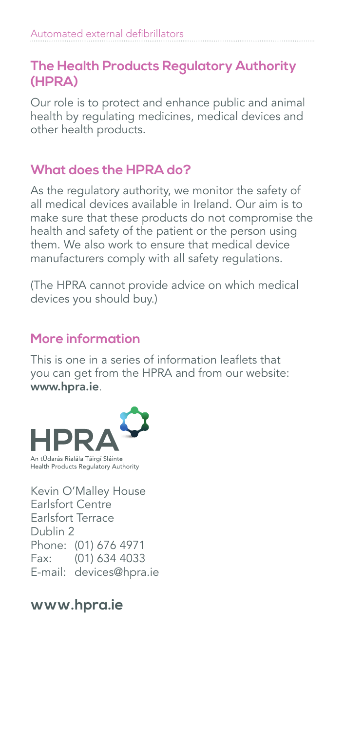## The Health Products Regulatory Authority (HPRA)

Our role is to protect and enhance public and animal health by regulating medicines, medical devices and other health products.

## What does the HPRA do?

As the regulatory authority, we monitor the safety of all medical devices available in Ireland. Our aim is to make sure that these products do not compromise the health and safety of the patient or the person using them. We also work to ensure that medical device manufacturers comply with all safety regulations.

(The HPRA cannot provide advice on which medical devices you should buy.)

## More information

This is one in a series of information leaflets that you can get from the HPRA and from our website: **www.hpra.ie**.

HPRA
An tÚdarás Rialála Táirgí Sláinte
Health Products Regulatory Authority

Kevin O'Malley House
Earlsfort Centre
Earlsfort Terrace
Dublin 2
Phone: (01) 676 4971
Fax: (01) 634 4033
E-mail: devices@hpra.ie

**www.hpra.ie**